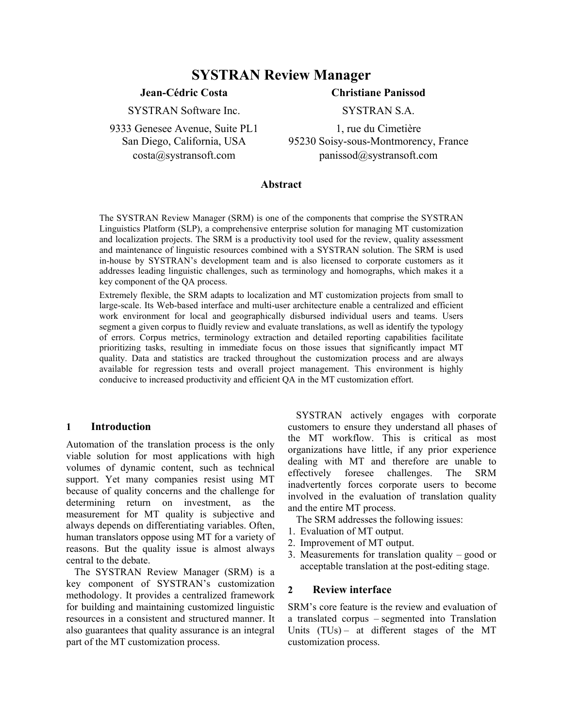# SYSTRAN Review Manager

**Jean-Cédric Costa**
SYSTRAN Software Inc.
9333 Genesee Avenue, Suite PL1
San Diego, California, USA
costa@systransoft.com

**Christiane Panissod**
SYSTRAN S.A.
1, rue du Cimetière
95230 Soisy-sous-Montmorency, France
panissod@systransoft.com

### Abstract

The SYSTRAN Review Manager (SRM) is one of the components that comprise the SYSTRAN Linguistics Platform (SLP), a comprehensive enterprise solution for managing MT customization and localization projects. The SRM is a productivity tool used for the review, quality assessment and maintenance of linguistic resources combined with a SYSTRAN solution. The SRM is used in-house by SYSTRAN's development team and is also licensed to corporate customers as it addresses leading linguistic challenges, such as terminology and homographs, which makes it a key component of the QA process.

Extremely flexible, the SRM adapts to localization and MT customization projects from small to large-scale. Its Web-based interface and multi-user architecture enable a centralized and efficient work environment for local and geographically disbursed individual users and teams. Users segment a given corpus to fluidly review and evaluate translations, as well as identify the typology of errors. Corpus metrics, terminology extraction and detailed reporting capabilities facilitate prioritizing tasks, resulting in immediate focus on those issues that significantly impact MT quality. Data and statistics are tracked throughout the customization process and are always available for regression tests and overall project management. This environment is highly conducive to increased productivity and efficient QA in the MT customization effort.

## 1 Introduction

Automation of the translation process is the only viable solution for most applications with high volumes of dynamic content, such as technical support. Yet many companies resist using MT because of quality concerns and the challenge for determining return on investment, as the measurement for MT quality is subjective and always depends on differentiating variables. Often, human translators oppose using MT for a variety of reasons. But the quality issue is almost always central to the debate.

The SYSTRAN Review Manager (SRM) is a key component of SYSTRAN's customization methodology. It provides a centralized framework for building and maintaining customized linguistic resources in a consistent and structured manner. It also guarantees that quality assurance is an integral part of the MT customization process.

SYSTRAN actively engages with corporate customers to ensure they understand all phases of the MT workflow. This is critical as most organizations have little, if any prior experience dealing with MT and therefore are unable to effectively foresee challenges. The SRM inadvertently forces corporate users to become involved in the evaluation of translation quality and the entire MT process.

The SRM addresses the following issues:

1. Evaluation of MT output.
2. Improvement of MT output.
3. Measurements for translation quality – good or acceptable translation at the post-editing stage.

## 2 Review interface

SRM's core feature is the review and evaluation of a translated corpus – segmented into Translation Units (TUs) – at different stages of the MT customization process.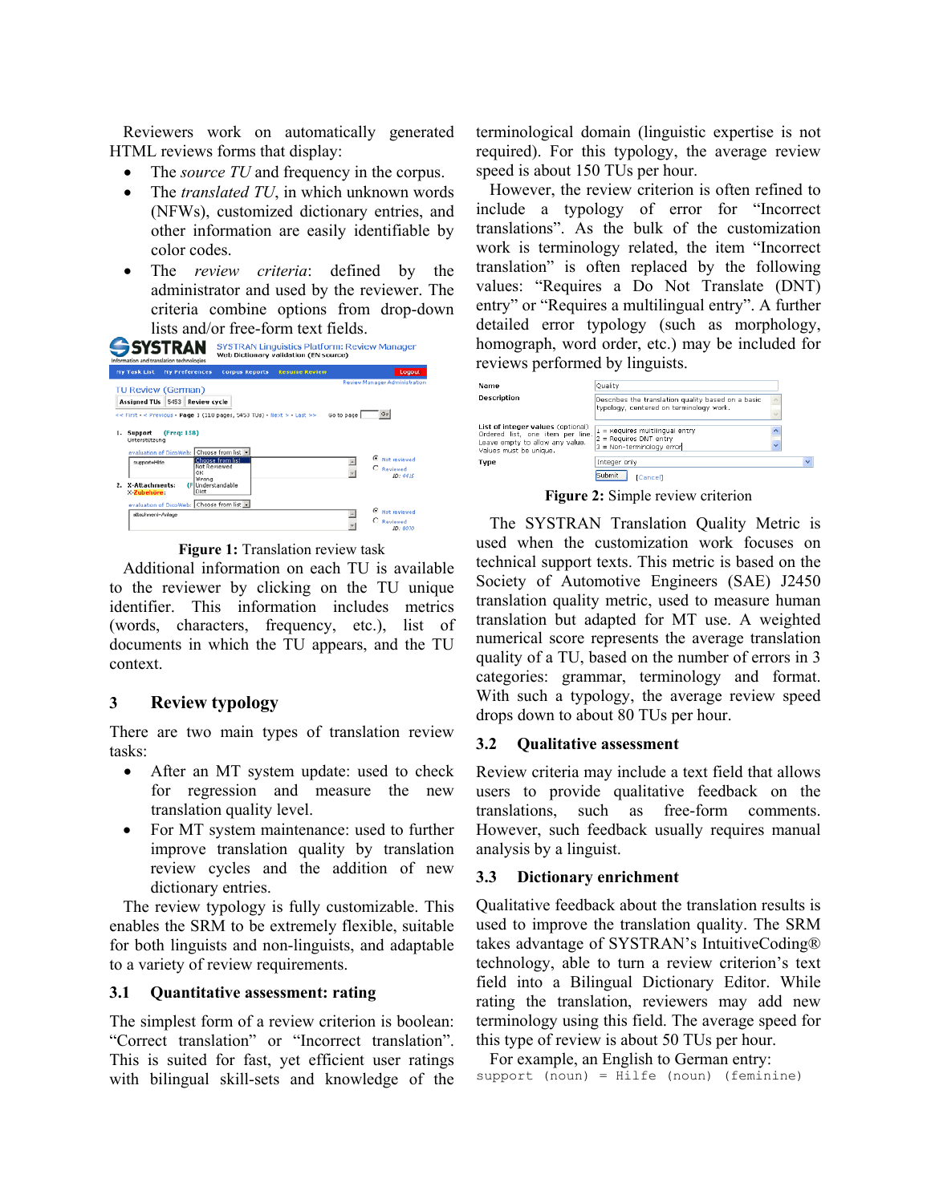Reviewers work on automatically generated HTML reviews forms that display:

- The *source TU* and frequency in the corpus.
- The *translated TU*, in which unknown words (NFWs), customized dictionary entries, and other information are easily identifiable by color codes.
- The *review criteria*: defined by the administrator and used by the reviewer. The criteria combine options from drop-down lists and/or free-form text fields.

**Figure 1:** Translation review task

Additional information on each TU is available to the reviewer by clicking on the TU unique identifier. This information includes metrics (words, characters, frequency, etc.), list of documents in which the TU appears, and the TU context.

## 3 Review typology

There are two main types of translation review tasks:

- After an MT system update: used to check for regression and measure the new translation quality level.
- For MT system maintenance: used to further improve translation quality by translation review cycles and the addition of new dictionary entries.

The review typology is fully customizable. This enables the SRM to be extremely flexible, suitable for both linguists and non-linguists, and adaptable to a variety of review requirements.

### 3.1 Quantitative assessment: rating

The simplest form of a review criterion is boolean: "Correct translation" or "Incorrect translation". This is suited for fast, yet efficient user ratings with bilingual skill-sets and knowledge of the terminological domain (linguistic expertise is not required). For this typology, the average review speed is about 150 TUs per hour.

However, the review criterion is often refined to include a typology of error for "Incorrect translations". As the bulk of the customization work is terminology related, the item "Incorrect translation" is often replaced by the following values: "Requires a Do Not Translate (DNT) entry" or "Requires a multilingual entry". A further detailed error typology (such as morphology, homograph, word order, etc.) may be included for reviews performed by linguists.

**Figure 2:** Simple review criterion

The SYSTRAN Translation Quality Metric is used when the customization work focuses on technical support texts. This metric is based on the Society of Automotive Engineers (SAE) J2450 translation quality metric, used to measure human translation but adapted for MT use. A weighted numerical score represents the average translation quality of a TU, based on the number of errors in 3 categories: grammar, terminology and format. With such a typology, the average review speed drops down to about 80 TUs per hour.

### 3.2 Qualitative assessment

Review criteria may include a text field that allows users to provide qualitative feedback on the translations, such as free-form comments. However, such feedback usually requires manual analysis by a linguist.

### 3.3 Dictionary enrichment

Qualitative feedback about the translation results is used to improve the translation quality. The SRM takes advantage of SYSTRAN's IntuitiveCoding® technology, able to turn a review criterion's text field into a Bilingual Dictionary Editor. While rating the translation, reviewers may add new terminology using this field. The average speed for this type of review is about 50 TUs per hour.

For example, an English to German entry:

```
support (noun) = Hilfe (noun) (feminine)
```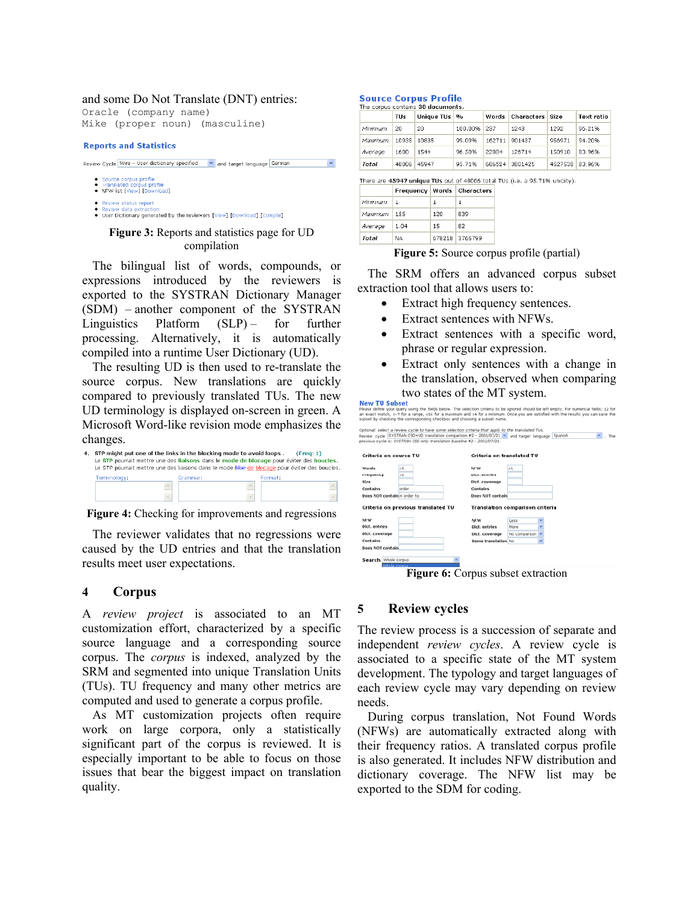and some Do Not Translate (DNT) entries:

```
Oracle (company name)
Mike (proper noun) (masculine)
```

**Reports and Statistics**

Review Cycle Wire - User dictionary specified and target language German

- Source corpus profile
- Translated corpus profile
- NFW list [View] [Download]

- Review status report
- Review data extraction
- User Dictionary generated by the reviewers [View] [Download] [Compile]

**Figure 3:** Reports and statistics page for UD compilation

The bilingual list of words, compounds, or expressions introduced by the reviewers is exported to the SYSTRAN Dictionary Manager (SDM) – another component of the SYSTRAN Linguistics Platform (SLP) – for further processing. Alternatively, it is automatically compiled into a runtime User Dictionary (UD).

The resulting UD is then used to re-translate the source corpus. New translations are quickly compared to previously translated TUs. The new UD terminology is displayed on-screen in green. A Microsoft Word-like revision mode emphasizes the changes.

4. STP might put one of the links in the blocking mode to avoid loops . (Freq: 1)
Le STP pourrait mettre une des liaisons dans le mode de blocage pour éviter des boucles.
Le STP pourrait mettre une des liaisons dans le mode bloc de blocage pour éviter des boucles.
Terminology: Grammar: Format:

**Figure 4:** Checking for improvements and regressions

The reviewer validates that no regressions were caused by the UD entries and that the translation results meet user expectations.

## 4 Corpus

A *review project* is associated to an MT customization effort, characterized by a specific source language and a corresponding source corpus. The *corpus* is indexed, analyzed by the SRM and segmented into unique Translation Units (TUs). TU frequency and many other metrics are computed and used to generate a corpus profile.

As MT customization projects often require work on large corpora, only a statistically significant part of the corpus is reviewed. It is especially important to be able to focus on those issues that bear the biggest impact on translation quality.

**Source Corpus Profile**

The corpus contains 30 documents.

| | TUs | Unique TUs | % | Words | Characters | Size | Text ratio |
|---|---|---|---|---|---|---|---|
| Minimum | 20 | 20 | 100.00% | 237 | 1243 | 1292 | 96.21% |
| Maximum | 10935 | 10835 | 99.09% | 162711 | 901437 | 956971 | 94.20% |
| Average | 1600 | 1544 | 96.50% | 22884 | 126714 | 150918 | 83.96% |
| Total | 48006 | 45947 | 95.71% | 686524 | 3801425 | 4527538 | 83.96% |

There are 45947 unique TUs out of 48006 total TUs (i.e. a 95.71% unicity).

| | Frequency | Words | Characters |
|---|---|---|---|
| Minimum | 1 | 1 | 1 |
| Maximum | 155 | 120 | 839 |
| Average | 1.04 | 15 | 82 |
| Total | NA | 678218 | 3765799 |

**Figure 5:** Source corpus profile (partial)

The SRM offers an advanced corpus subset extraction tool that allows users to:

- Extract high frequency sentences.
- Extract sentences with NFWs.
- Extract sentences with a specific word, phrase or regular expression.
- Extract only sentences with a change in the translation, observed when comparing two states of the MT system.

**New TU Subset**

Please define your query using the fields below. The selection criteria to be ignored should be left empty. For numerical fields: 12 for an exact match, 1-7 for a range, <56 for a maximum and >4 for a minimum. Once you are satisfied with the results you can save the subset by checking the corresponding checkbox and choosing a subset name.

Optional: select a review cycle to have some selection criteria that apply to the translated TUs.
Review cycle SYSTRAN CSD+UD translation comparison #2 - 2003/01/21 and target language Spanish . The previous cycle is: SYSTRAN CSD only translation baseline #2 - 2003/07/21.

| Criteria on source TU | | Criteria on translated TU | |
|---|---|---|---|
| Words | >5 | NFW | >1 |
| Frequency | >4 | Dict. entries | |
| Size | | Dict. coverage | |
| Contains | order | Contains | |
| Does NOT contain | in order to | Does NOT contain | |

| Criteria on previous translated TU | | Translation comparison criteria | |
|---|---|---|---|
| NFW | | NFW | Less |
| Dict. entries | | Dict. entries | More |
| Dict. coverage | | Dict. coverage | No comparison |
| Contains | | Same translation | No |
| Does NOT contain | | | |

Search Whole corpus

**Figure 6:** Corpus subset extraction

## 5 Review cycles

The review process is a succession of separate and independent *review cycles*. A review cycle is associated to a specific state of the MT system development. The typology and target languages of each review cycle may vary depending on review needs.

During corpus translation, Not Found Words (NFWs) are automatically extracted along with their frequency ratios. A translated corpus profile is also generated. It includes NFW distribution and dictionary coverage. The NFW list may be exported to the SDM for coding.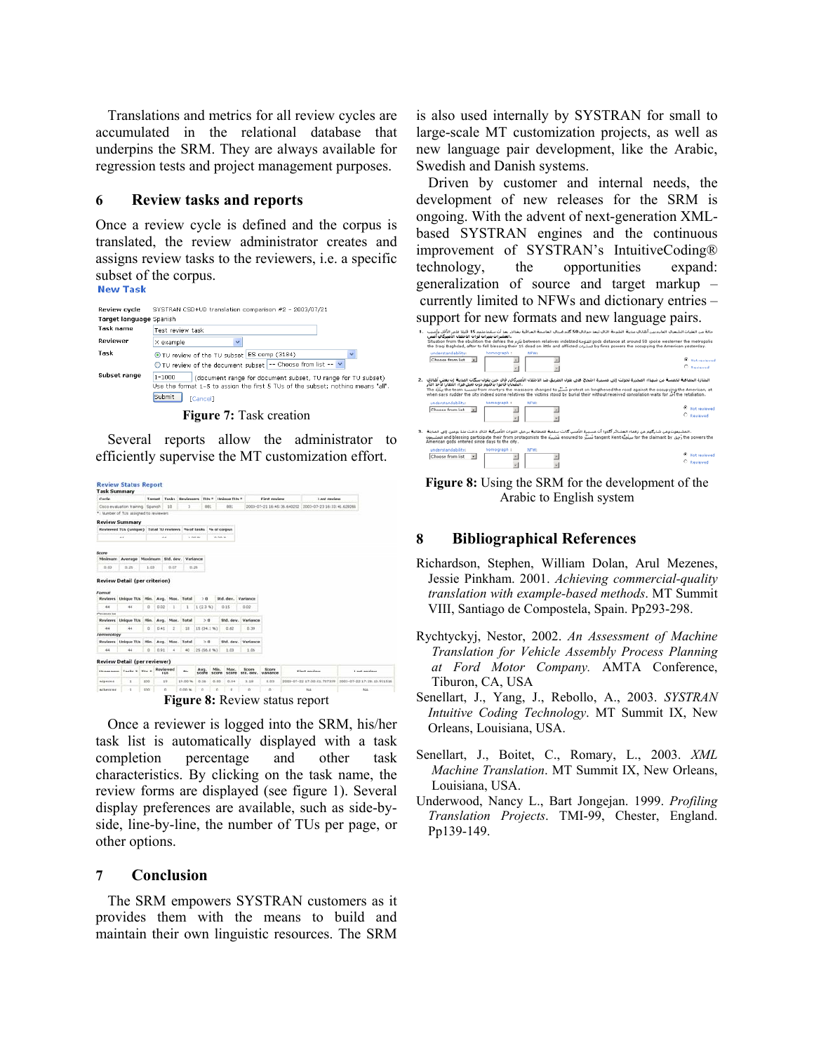Translations and metrics for all review cycles are accumulated in the relational database that underpins the SRM. They are always available for regression tests and project management purposes.

## 6 Review tasks and reports

Once a review cycle is defined and the corpus is translated, the review administrator creates and assigns review tasks to the reviewers, i.e. a specific subset of the corpus.

**Figure 7:** Task creation

Several reports allow the administrator to efficiently supervise the MT customization effort.

**Figure 8:** Review status report

Once a reviewer is logged into the SRM, his/her task list is automatically displayed with a task completion percentage and other task characteristics. By clicking on the task name, the review forms are displayed (see figure 1). Several display preferences are available, such as side-by-side, line-by-line, the number of TUs per page, or other options.

## 7 Conclusion

The SRM empowers SYSTRAN customers as it provides them with the means to build and maintain their own linguistic resources. The SRM is also used internally by SYSTRAN for small to large-scale MT customization projects, as well as new language pair development, like the Arabic, Swedish and Danish systems.

Driven by customer and internal needs, the development of new releases for the SRM is ongoing. With the advent of next-generation XML-based SYSTRAN engines and the continuous improvement of SYSTRAN's IntuitiveCoding® technology, the opportunities expand: generalization of source and target markup – currently limited to NFWs and dictionary entries – support for new formats and new language pairs.

**Figure 8:** Using the SRM for the development of the Arabic to English system

## 8 Bibliographical References

Richardson, Stephen, William Dolan, Arul Mezenes, Jessie Pinkham. 2001. *Achieving commercial-quality translation with example-based methods*. MT Summit VIII, Santiago de Compostela, Spain. Pp293-298.

Rychtyckyj, Nestor, 2002. *An Assessment of Machine Translation for Vehicle Assembly Process Planning at Ford Motor Company*. AMTA Conference, Tiburon, CA, USA

Senellart, J., Yang, J., Rebollo, A., 2003. *SYSTRAN Intuitive Coding Technology*. MT Summit IX, New Orleans, Louisiana, USA.

Senellart, J., Boitet, C., Romary, L., 2003. *XML Machine Translation*. MT Summit IX, New Orleans, Louisiana, USA.

Underwood, Nancy L., Bart Jongejan. 1999. *Profiling Translation Projects*. TMI-99, Chester, England. Pp139-149.